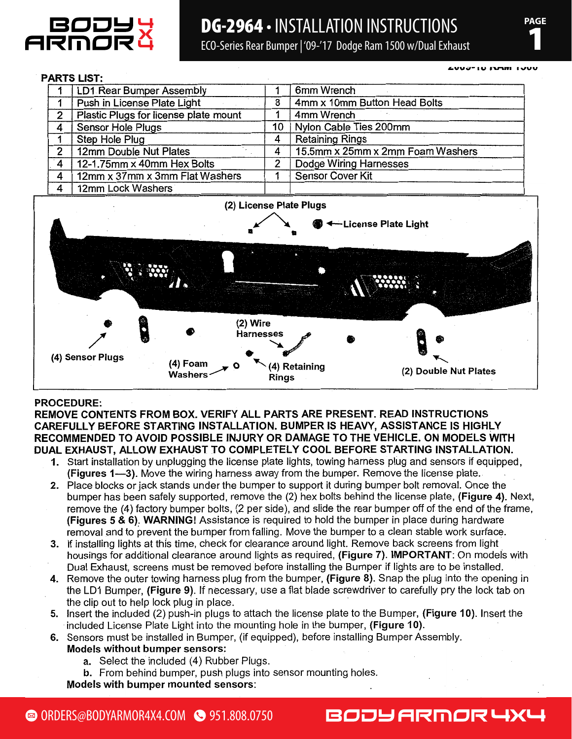# DG-2964 • INSTALLATION INSTRUCTIONS

ECO-Series Rear Bumper | '09-'17 Dodge Ram 1500 w/Dual Exhaust

**PARTS LIST:**

| | | | |
|---|---|---|---|
| 1 | LD1 Rear Bumper Assembly | 1 | 6mm Wrench |
| 1 | Push in License Plate Light | 8 | 4mm x 10mm Button Head Bolts |
| 2 | Plastic Plugs for license plate mount | 1 | 4mm Wrench |
| 4 | Sensor Hole Plugs | 10 | Nylon Cable Ties 200mm |
| 1 | Step Hole Plug | 4 | Retaining Rings |
| 2 | 12mm Double Nut Plates | 4 | 15.5mm x 25mm x 2mm Foam Washers |
| 4 | 12-1.75mm x 40mm Hex Bolts | 2 | Dodge Wiring Harnesses |
| 4 | 12mm x 37mm x 3mm Flat Washers | 1 | Sensor Cover Kit |
| 4 | 12mm Lock Washers | | |

(2) License Plate Plugs
License Plate Light
(4) Sensor Plugs
(4) Foam Washers
(2) Wire Harnesses
(4) Retaining Rings
(2) Double Nut Plates

**PROCEDURE:**

**REMOVE CONTENTS FROM BOX. VERIFY ALL PARTS ARE PRESENT. READ INSTRUCTIONS CAREFULLY BEFORE STARTING INSTALLATION. BUMPER IS HEAVY, ASSISTANCE IS HIGHLY RECOMMENDED TO AVOID POSSIBLE INJURY OR DAMAGE TO THE VEHICLE. ON MODELS WITH DUAL EXHAUST, ALLOW EXHAUST TO COMPLETELY COOL BEFORE STARTING INSTALLATION.**

1. Start installation by unplugging the license plate lights, towing harness plug and sensors if equipped, **(Figures 1—3)**. Move the wiring harness away from the bumper. Remove the license plate.
2. Place blocks or jack stands under the bumper to support it during bumper bolt removal. Once the bumper has been safely supported, remove the (2) hex bolts behind the license plate, **(Figure 4)**. Next, remove the (4) factory bumper bolts, (2 per side), and slide the rear bumper off of the end of the frame, **(Figures 5 & 6)**. **WARNING!** Assistance is required to hold the bumper in place during hardware removal and to prevent the bumper from falling. Move the bumper to a clean stable work surface.
3. If installing lights at this time, check for clearance around light. Remove back screens from light housings for additional clearance around lights as required, **(Figure 7)**. **IMPORTANT**: On models with Dual Exhaust, screens must be removed before installing the Bumper if lights are to be installed.
4. Remove the outer towing harness plug from the bumper, **(Figure 8)**. Snap the plug into the opening in the LD1 Bumper, **(Figure 9)**. If necessary, use a flat blade screwdriver to carefully pry the lock tab on the clip out to help lock plug in place.
5. Insert the included (2) push-in plugs to attach the license plate to the Bumper, **(Figure 10)**. Insert the included License Plate Light into the mounting hole in the bumper, **(Figure 10)**.
6. Sensors must be installed in Bumper, (if equipped), before installing Bumper Assembly.

   **Models without bumper sensors:**

   a. Select the included (4) Rubber Plugs.
   b. From behind bumper, push plugs into sensor mounting holes.

   **Models with bumper mounted sensors:**

ORDERS@BODYARMOR4X4.COM 951.808.0750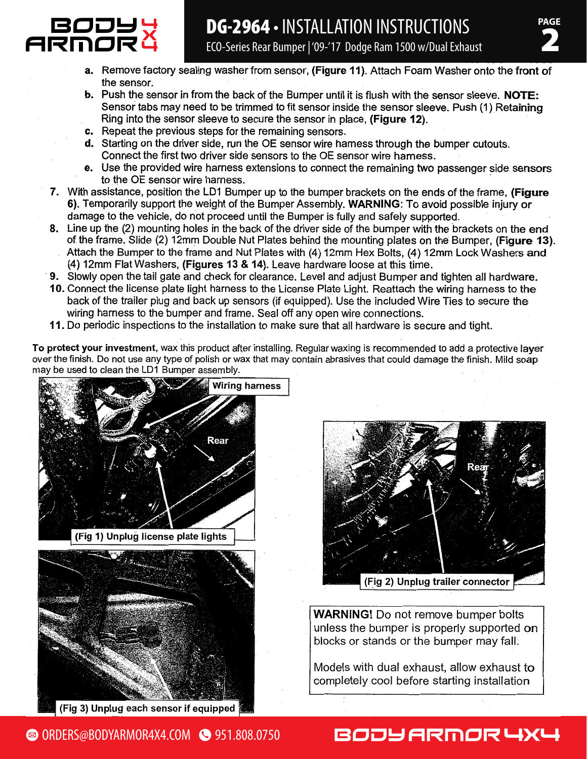a. Remove factory sealing washer from sensor, **(Figure 11)**. Attach Foam Washer onto the front of the sensor.
b. Push the sensor in from the back of the Bumper until it is flush with the sensor sleeve. **NOTE:** Sensor tabs may need to be trimmed to fit sensor inside the sensor sleeve. Push (1) Retaining Ring into the sensor sleeve to secure the sensor in place, **(Figure 12)**.
c. Repeat the previous steps for the remaining sensors.
d. Starting on the driver side, run the OE sensor wire harness through the bumper cutouts. Connect the first two driver side sensors to the OE sensor wire harness.
e. Use the provided wire harness extensions to connect the remaining two passenger side sensors to the OE sensor wire harness.

7. With assistance, position the LD1 Bumper up to the bumper brackets on the ends of the frame, **(Figure 6)**. Temporarily support the weight of the Bumper Assembly. **WARNING**: To avoid possible injury or damage to the vehicle, do not proceed until the Bumper is fully and safely supported.
8. Line up the (2) mounting holes in the back of the driver side of the bumper with the brackets on the end of the frame. Slide (2) 12mm Double Nut Plates behind the mounting plates on the Bumper, **(Figure 13)**. Attach the Bumper to the frame and Nut Plates with (4) 12mm Hex Bolts, (4) 12mm Lock Washers and (4) 12mm Flat Washers, **(Figures 13 & 14)**. Leave hardware loose at this time.
9. Slowly open the tail gate and check for clearance. Level and adjust Bumper and tighten all hardware.
10. Connect the license plate light harness to the License Plate Light. Reattach the wiring harness to the back of the trailer plug and back up sensors (if equipped). Use the included Wire Ties to secure the wiring harness to the bumper and frame. Seal off any open wire connections.
11. Do periodic inspections to the installation to make sure that all hardware is secure and tight.

**To protect your investment,** wax this product after installing. Regular waxing is recommended to add a protective layer over the finish. Do not use any type of polish or wax that may contain abrasives that could damage the finish. Mild soap may be used to clean the LD1 Bumper assembly.

Wiring harness

Rear

**(Fig 1) Unplug license plate lights**

Rear

**(Fig 2) Unplug trailer connector**

**(Fig 3) Unplug each sensor if equipped**

**WARNING!** Do not remove bumper bolts unless the bumper is properly supported on blocks or stands or the bumper may fall.

Models with dual exhaust, allow exhaust to completely cool before starting installation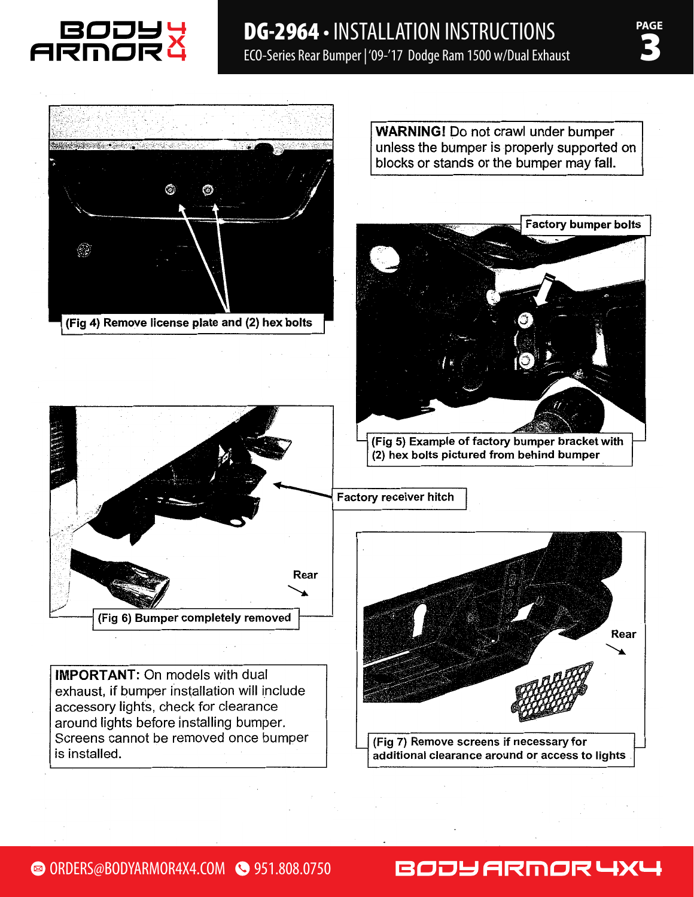(Fig 4) Remove license plate and (2) hex bolts

**WARNING!** Do not crawl under bumper unless the bumper is properly supported on blocks or stands or the bumper may fall.

Factory bumper bolts

(Fig 5) Example of factory bumper bracket with (2) hex bolts pictured from behind bumper

Factory receiver hitch

Rear

(Fig 6) Bumper completely removed

Rear

(Fig 7) Remove screens if necessary for additional clearance around or access to lights

**IMPORTANT:** On models with dual exhaust, if bumper installation will include accessory lights, check for clearance around lights before installing bumper. Screens cannot be removed once bumper is installed.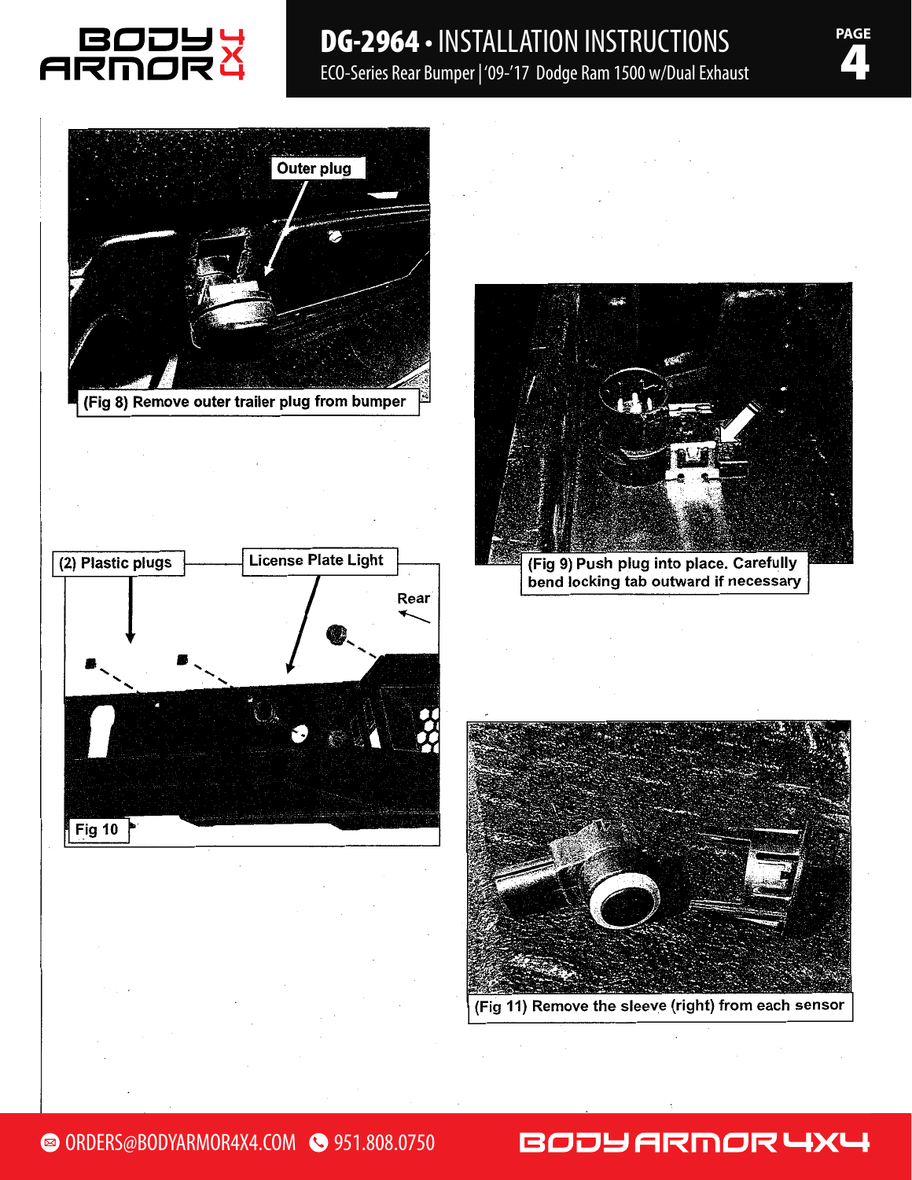Outer plug

(Fig 8) Remove outer trailer plug from bumper

(Fig 9) Push plug into place. Carefully bend locking tab outward if necessary

(2) Plastic plugs

License Plate Light

Rear

Fig 10

(Fig 11) Remove the sleeve (right) from each sensor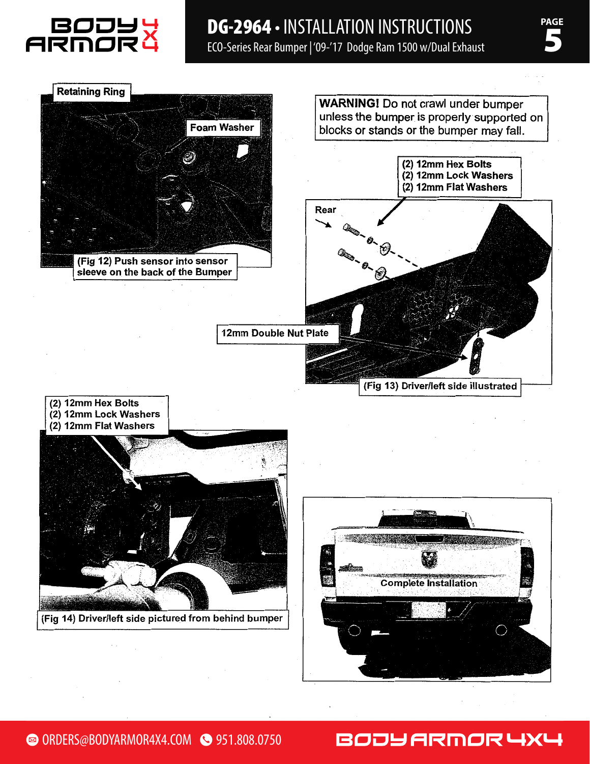Retaining Ring

Foam Washer

(Fig 12) Push sensor into sensor sleeve on the back of the Bumper

**WARNING!** Do not crawl under bumper unless the bumper is properly supported on blocks or stands or the bumper may fall.

(2) 12mm Hex Bolts
(2) 12mm Lock Washers
(2) 12mm Flat Washers

Rear

12mm Double Nut Plate

(Fig 13) Driver/left side illustrated

(2) 12mm Hex Bolts
(2) 12mm Lock Washers
(2) 12mm Flat Washers

(Fig 14) Driver/left side pictured from behind bumper

Complete Installation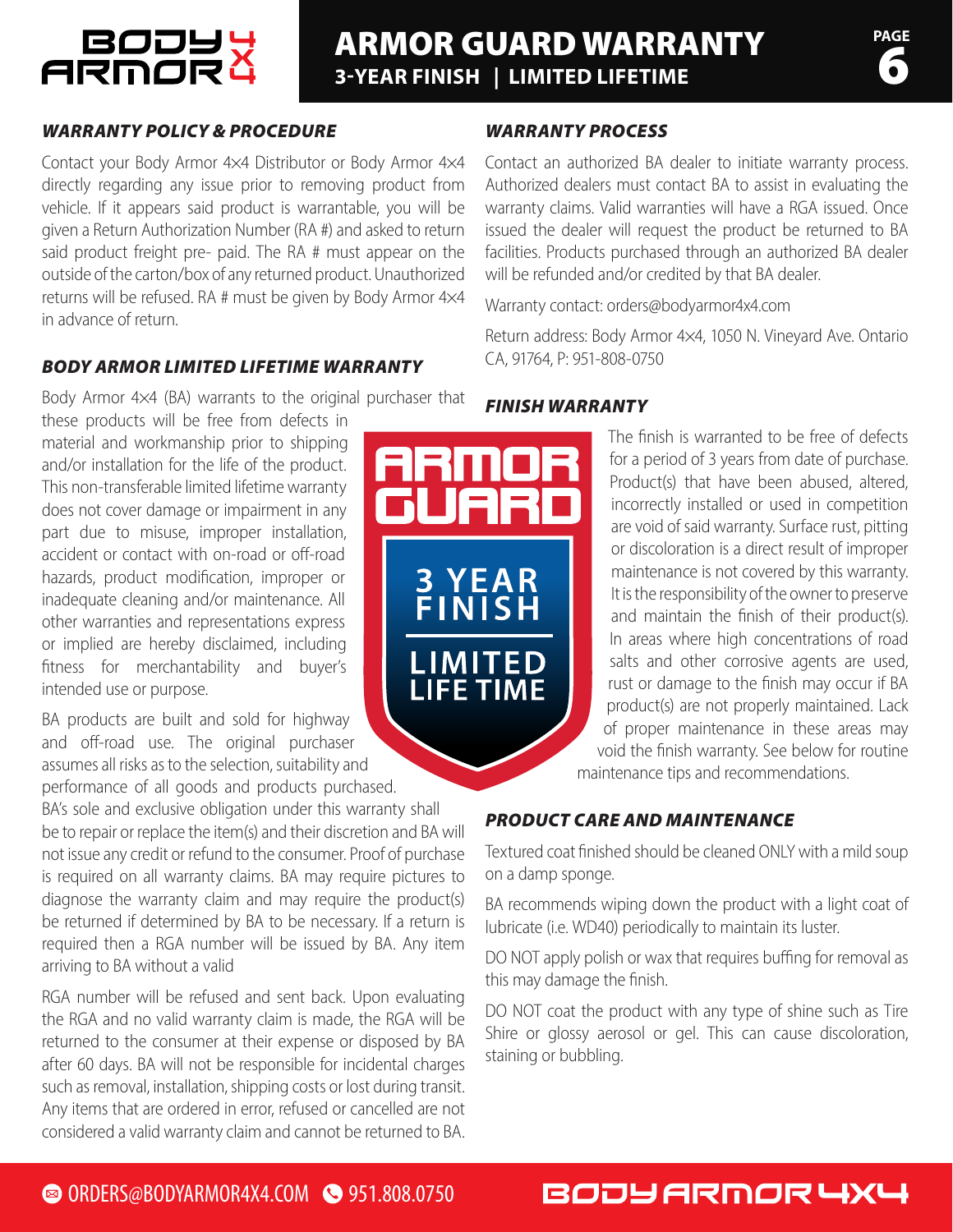# ARMOR GUARD WARRANTY

## 3-YEAR FINISH | LIMITED LIFETIME

### *WARRANTY POLICY & PROCEDURE*

Contact your Body Armor 4×4 Distributor or Body Armor 4×4 directly regarding any issue prior to removing product from vehicle. If it appears said product is warrantable, you will be given a Return Authorization Number (RA #) and asked to return said product freight pre- paid. The RA # must appear on the outside of the carton/box of any returned product. Unauthorized returns will be refused. RA # must be given by Body Armor 4×4 in advance of return.

### *BODY ARMOR LIMITED LIFETIME WARRANTY*

Body Armor 4×4 (BA) warrants to the original purchaser that these products will be free from defects in material and workmanship prior to shipping and/or installation for the life of the product. This non-transferable limited lifetime warranty does not cover damage or impairment in any part due to misuse, improper installation, accident or contact with on-road or off-road hazards, product modification, improper or inadequate cleaning and/or maintenance. All other warranties and representations express or implied are hereby disclaimed, including fitness for merchantability and buyer's intended use or purpose.

BA products are built and sold for highway and off-road use. The original purchaser assumes all risks as to the selection, suitability and performance of all goods and products purchased. BA's sole and exclusive obligation under this warranty shall be to repair or replace the item(s) and their discretion and BA will not issue any credit or refund to the consumer. Proof of purchase is required on all warranty claims. BA may require pictures to diagnose the warranty claim and may require the product(s) be returned if determined by BA to be necessary. If a return is required then a RGA number will be issued by BA. Any item arriving to BA without a valid

RGA number will be refused and sent back. Upon evaluating the RGA and no valid warranty claim is made, the RGA will be returned to the consumer at their expense or disposed by BA after 60 days. BA will not be responsible for incidental charges such as removal, installation, shipping costs or lost during transit. Any items that are ordered in error, refused or cancelled are not considered a valid warranty claim and cannot be returned to BA.

ARMOR GUARD
3 YEAR FINISH
LIMITED LIFE TIME

### *WARRANTY PROCESS*

Contact an authorized BA dealer to initiate warranty process. Authorized dealers must contact BA to assist in evaluating the warranty claims. Valid warranties will have a RGA issued. Once issued the dealer will request the product be returned to BA facilities. Products purchased through an authorized BA dealer will be refunded and/or credited by that BA dealer.

Warranty contact: orders@bodyarmor4x4.com

Return address: Body Armor 4×4, 1050 N. Vineyard Ave. Ontario CA, 91764, P: 951-808-0750

### *FINISH WARRANTY*

The finish is warranted to be free of defects for a period of 3 years from date of purchase. Product(s) that have been abused, altered, incorrectly installed or used in competition are void of said warranty. Surface rust, pitting or discoloration is a direct result of improper maintenance is not covered by this warranty. It is the responsibility of the owner to preserve and maintain the finish of their product(s). In areas where high concentrations of road salts and other corrosive agents are used, rust or damage to the finish may occur if BA product(s) are not properly maintained. Lack of proper maintenance in these areas may void the finish warranty. See below for routine maintenance tips and recommendations.

### *PRODUCT CARE AND MAINTENANCE*

Textured coat finished should be cleaned ONLY with a mild soup on a damp sponge.

BA recommends wiping down the product with a light coat of lubricate (i.e. WD40) periodically to maintain its luster.

DO NOT apply polish or wax that requires buffing for removal as this may damage the finish.

DO NOT coat the product with any type of shine such as Tire Shire or glossy aerosol or gel. This can cause discoloration, staining or bubbling.

ORDERS@BODYARMOR4X4.COM 951.808.0750